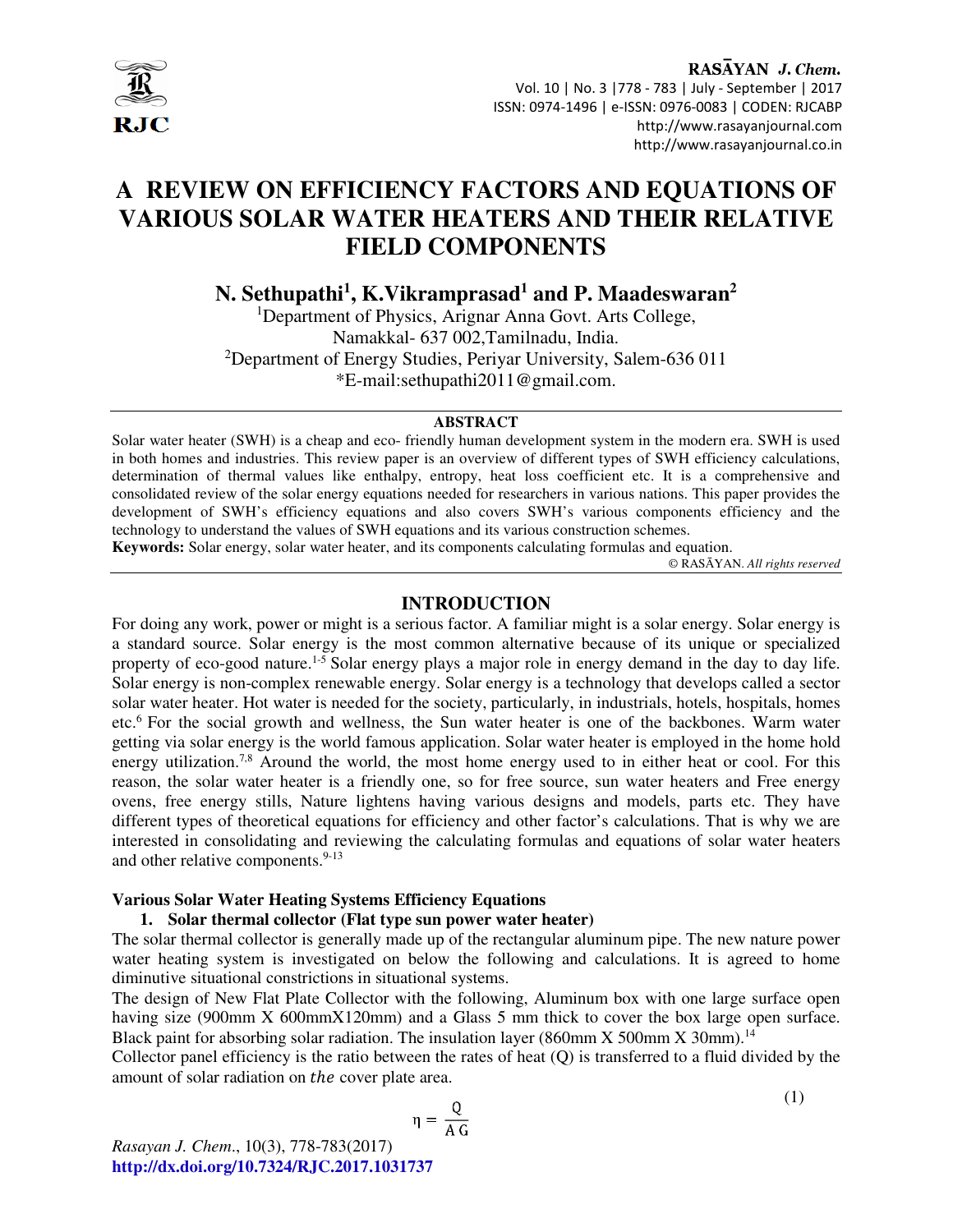# A REVIEW ON EFFICIENCY FACTORS AND EQUATIONS OF VARIOUS SOLAR WATER HEATERS AND THEIR RELATIVE FIELD COMPONENTS

**N. Sethupathi[1], K.Vikramprasad[1] and P. Maadeswaran[2]**

[1]Department of Physics, Arignar Anna Govt. Arts College, Namakkal- 637 002,Tamilnadu, India.

[2]Department of Energy Studies, Periyar University, Salem-636 011

*E-mail:sethupathi2011@gmail.com.

## ABSTRACT

Solar water heater (SWH) is a cheap and eco- friendly human development system in the modern era. SWH is used in both homes and industries. This review paper is an overview of different types of SWH efficiency calculations, determination of thermal values like enthalpy, entropy, heat loss coefficient etc. It is a comprehensive and consolidated review of the solar energy equations needed for researchers in various nations. This paper provides the development of SWH's efficiency equations and also covers SWH's various components efficiency and the technology to understand the values of SWH equations and its various construction schemes.

**Keywords:** Solar energy, solar water heater, and its components calculating formulas and equation.

© RASĀYAN. *All rights reserved*

## INTRODUCTION

For doing any work, power or might is a serious factor. A familiar might is a solar energy. Solar energy is a standard source. Solar energy is the most common alternative because of its unique or specialized property of eco-good nature.[1-5] Solar energy plays a major role in energy demand in the day to day life. Solar energy is non-complex renewable energy. Solar energy is a technology that develops called a sector solar water heater. Hot water is needed for the society, particularly, in industrials, hotels, hospitals, homes etc.[6] For the social growth and wellness, the Sun water heater is one of the backbones. Warm water getting via solar energy is the world famous application. Solar water heater is employed in the home hold energy utilization.[7,8] Around the world, the most home energy used to in either heat or cool. For this reason, the solar water heater is a friendly one, so for free source, sun water heaters and Free energy ovens, free energy stills, Nature lightens having various designs and models, parts etc. They have different types of theoretical equations for efficiency and other factor's calculations. That is why we are interested in consolidating and reviewing the calculating formulas and equations of solar water heaters and other relative components.[9-13]

### Various Solar Water Heating Systems Efficiency Equations

#### 1. Solar thermal collector (Flat type sun power water heater)

The solar thermal collector is generally made up of the rectangular aluminum pipe. The new nature power water heating system is investigated on below the following and calculations. It is agreed to home diminutive situational constrictions in situational systems.

The design of New Flat Plate Collector with the following, Aluminum box with one large surface open having size (900mm X 600mmX120mm) and a Glass 5 mm thick to cover the box large open surface. Black paint for absorbing solar radiation. The insulation layer (860mm X 500mm X 30mm).[14]

Collector panel efficiency is the ratio between the rates of heat (Q) is transferred to a fluid divided by the amount of solar radiation on the cover plate area.

$$\eta = \frac{Q}{A\,G} \tag{1}$$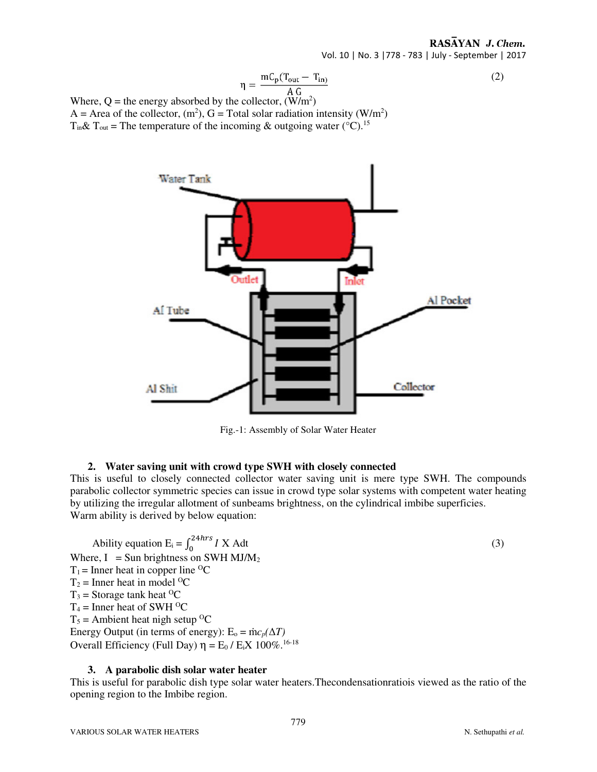$$\eta = \frac{mC_p(T_{out} - T_{in})}{A\,G} \tag{2}$$

Where, Q = the energy absorbed by the collector, (W/m$^2$)
A = Area of the collector, (m$^2$), G = Total solar radiation intensity (W/m$^2$)
$T_{in}$& $T_{out}$ = The temperature of the incoming & outgoing water (°C).[15]

Fig.-1: Assembly of Solar Water Heater

### 2. Water saving unit with crowd type SWH with closely connected

This is useful to closely connected collector water saving unit is mere type SWH. The compounds parabolic collector symmetric species can issue in crowd type solar systems with competent water heating by utilizing the irregular allotment of sunbeams brightness, on the cylindrical imbibe superficies.
Warm ability is derived by below equation:

$$\text{Ability equation } E_i = \int_0^{24hrs} I \text{ X Adt} \tag{3}$$

Where, I = Sun brightness on SWH MJ/$M_2$
$T_1$ = Inner heat in copper line $^{O}$C
$T_2$ = Inner heat in model $^{O}$C
$T_3$ = Storage tank heat $^{O}$C
$T_4$ = Inner heat of SWH $^{O}$C
$T_5$ = Ambient heat nigh setup $^{O}$C
Energy Output (in terms of energy): $E_o = \dot{m}c_p(\Delta T)$
Overall Efficiency (Full Day) $\eta = E_0 / E_i X\ 100\%$.[16-18]

### 3. A parabolic dish solar water heater

This is useful for parabolic dish type solar water heaters.Thecondensationratiois viewed as the ratio of the opening region to the Imbibe region.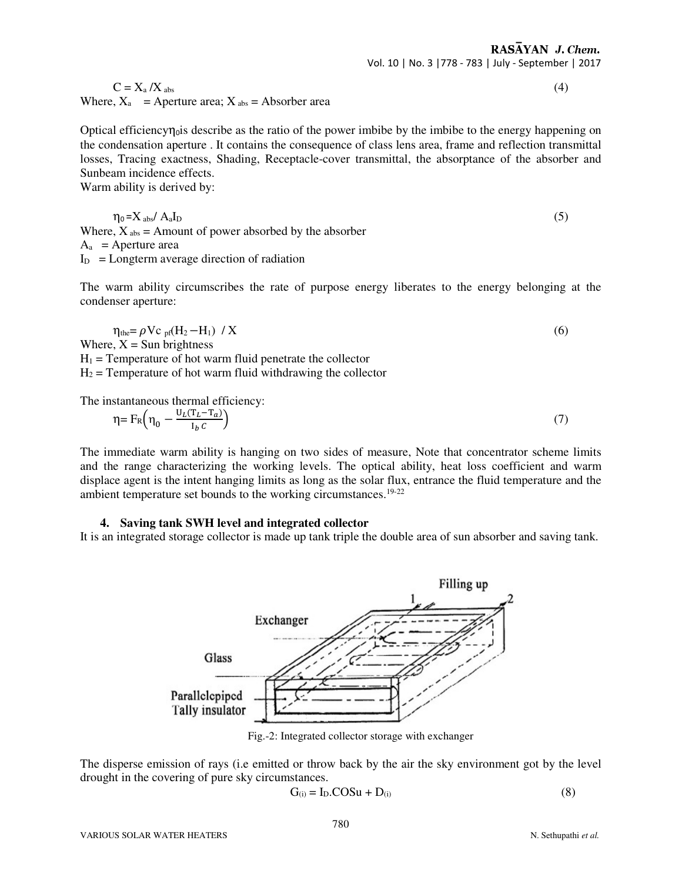$$C = X_a / X_{abs} \tag{4}$$

Where, $X_a$ = Aperture area; $X_{abs}$ = Absorber area

Optical efficiency$\eta_0$is describe as the ratio of the power imbibe by the imbibe to the energy happening on the condensation aperture . It contains the consequence of class lens area, frame and reflection transmittal losses, Tracing exactness, Shading, Receptacle-cover transmittal, the absorptance of the absorber and Sunbeam incidence effects.

Warm ability is derived by:

$$\eta_0 = X_{abs} / A_a I_D \tag{5}$$

Where, $X_{abs}$ = Amount of power absorbed by the absorber

$A_a$ = Aperture area

$I_D$ = Longterm average direction of radiation

The warm ability circumscribes the rate of purpose energy liberates to the energy belonging at the condenser aperture:

$$\eta_{the} = \rho V c_{pf} (H_2 - H_1) / X \tag{6}$$

Where, X = Sun brightness

$H_1$ = Temperature of hot warm fluid penetrate the collector

$H_2$ = Temperature of hot warm fluid withdrawing the collector

The instantaneous thermal efficiency:

$$\eta = F_R \left( \eta_0 - \frac{U_L (T_L - T_a)}{I_b C} \right) \tag{7}$$

The immediate warm ability is hanging on two sides of measure, Note that concentrator scheme limits and the range characterizing the working levels. The optical ability, heat loss coefficient and warm displace agent is the intent hanging limits as long as the solar flux, entrance the fluid temperature and the ambient temperature set bounds to the working circumstances.[19-22]

#### 4. Saving tank SWH level and integrated collector

It is an integrated storage collector is made up tank triple the double area of sun absorber and saving tank.

Fig.-2: Integrated collector storage with exchanger

The disperse emission of rays (i.e emitted or throw back by the air the sky environment got by the level drought in the covering of pure sky circumstances.

$$G_{(i)} = I_D . COSu + D_{(i)} \tag{8}$$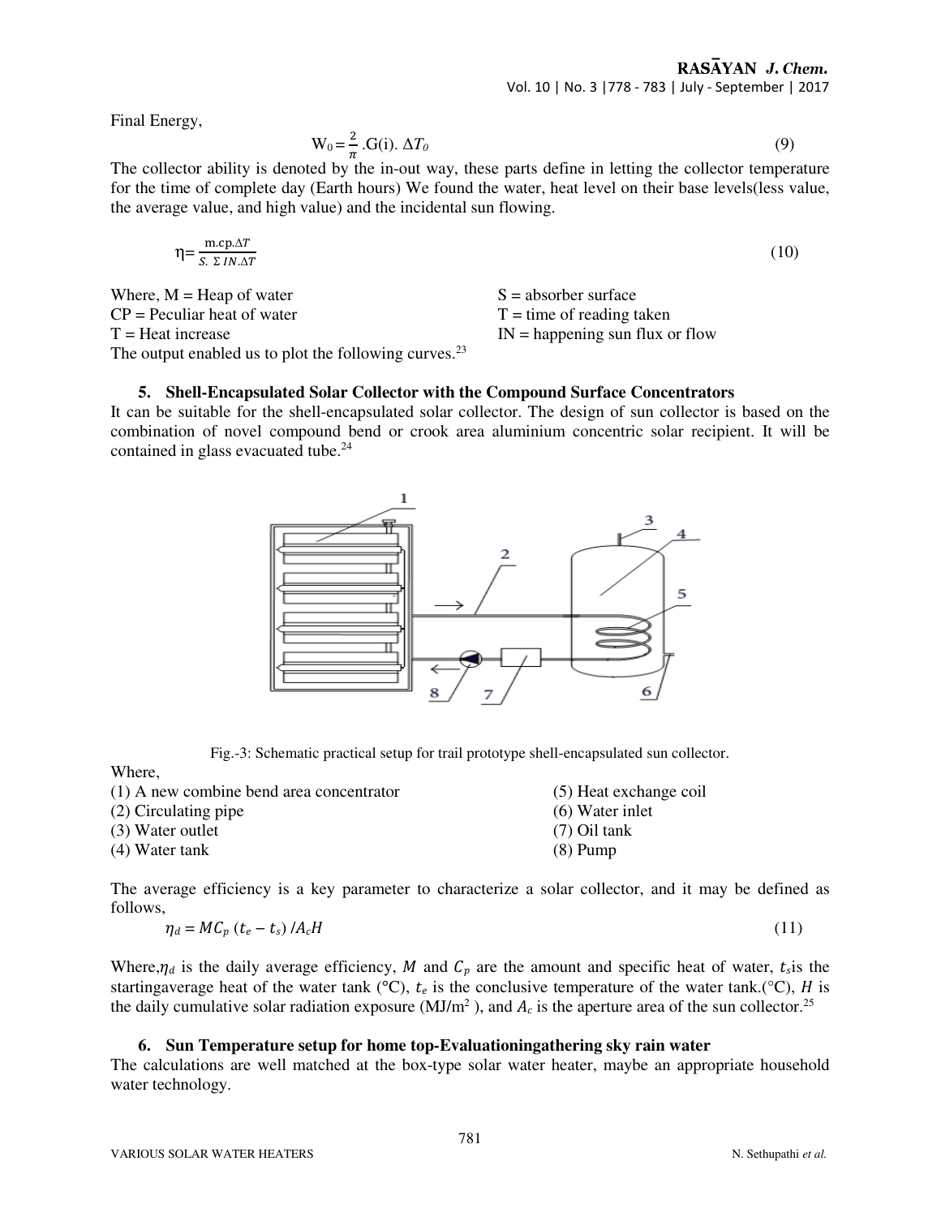Final Energy,

$$W_0 = \frac{2}{\pi}.G(i).\ \Delta T_0 \tag{9}$$

The collector ability is denoted by the in-out way, these parts define in letting the collector temperature for the time of complete day (Earth hours) We found the water, heat level on their base levels(less value, the average value, and high value) and the incidental sun flowing.

$$\eta = \frac{m.cp.\Delta T}{S.\ \Sigma\ IN.\Delta T} \tag{10}$$

Where, M = Heap of water
CP = Peculiar heat of water
T = Heat increase
S = absorber surface
T = time of reading taken
IN = happening sun flux or flow

The output enabled us to plot the following curves.[23]

### 5. Shell-Encapsulated Solar Collector with the Compound Surface Concentrators

It can be suitable for the shell-encapsulated solar collector. The design of sun collector is based on the combination of novel compound bend or crook area aluminium concentric solar recipient. It will be contained in glass evacuated tube.[24]

Fig.-3: Schematic practical setup for trail prototype shell-encapsulated sun collector.

Where,

(1) A new combine bend area concentrator
(2) Circulating pipe
(3) Water outlet
(4) Water tank
(5) Heat exchange coil
(6) Water inlet
(7) Oil tank
(8) Pump

The average efficiency is a key parameter to characterize a solar collector, and it may be defined as follows,

$$\eta_d = MC_p\ (t_e - t_s)\ /A_cH \tag{11}$$

Where, $\eta_d$ is the daily average efficiency, $M$ and $C_p$ are the amount and specific heat of water, $t_s$is the startingaverage heat of the water tank (°C), $t_e$ is the conclusive temperature of the water tank.(°C), $H$ is the daily cumulative solar radiation exposure (MJ/m$^2$ ), and $A_c$ is the aperture area of the sun collector.[25]

### 6. Sun Temperature setup for home top-Evaluationingathering sky rain water

The calculations are well matched at the box-type solar water heater, maybe an appropriate household water technology.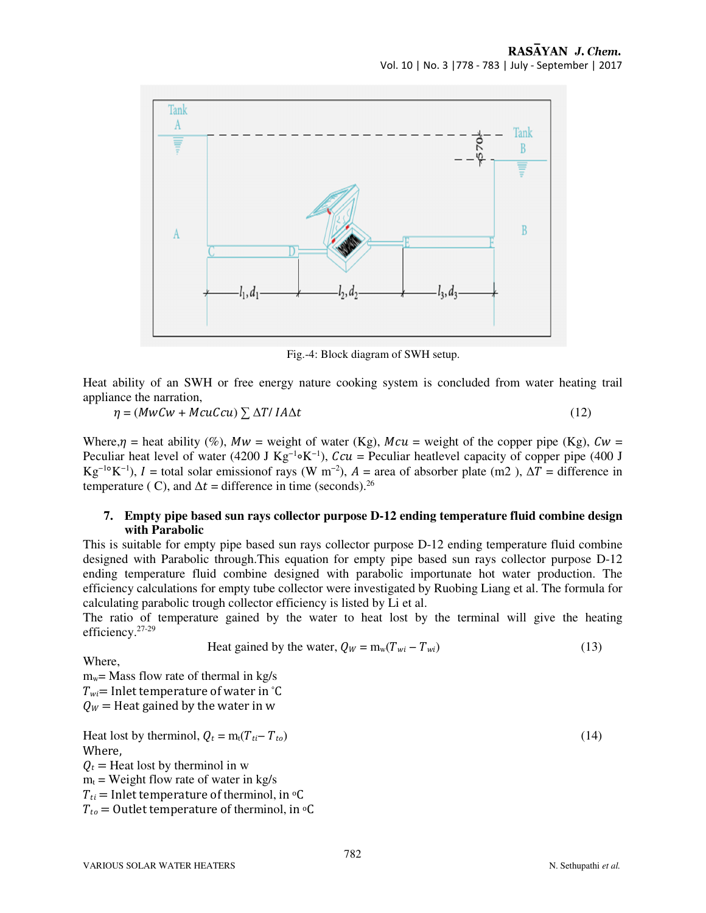Fig.-4: Block diagram of SWH setup.

Heat ability of an SWH or free energy nature cooking system is concluded from water heating trail appliance the narration,

$$\eta = (MwCw + McuCcu) \sum \Delta T / IA\Delta t \quad (12)$$

Where, $\eta$ = heat ability (%), $Mw$ = weight of water (Kg), $Mcu$ = weight of the copper pipe (Kg), $Cw$ = Peculiar heat level of water (4200 J $Kg^{-1}$°$K^{-1}$), $Ccu$ = Peculiar heatlevel capacity of copper pipe (400 J $Kg^{-1}$°$K^{-1}$), $I$ = total solar emissionof rays (W $m^{-2}$), $A$ = area of absorber plate (m2 ), $\Delta T$ = difference in temperature ( C), and $\Delta t$ = difference in time (seconds).[26]

## 7. Empty pipe based sun rays collector purpose D-12 ending temperature fluid combine design with Parabolic

This is suitable for empty pipe based sun rays collector purpose D-12 ending temperature fluid combine designed with Parabolic through.This equation for empty pipe based sun rays collector purpose D-12 ending temperature fluid combine designed with parabolic importunate hot water production. The efficiency calculations for empty tube collector were investigated by Ruobing Liang et al. The formula for calculating parabolic trough collector efficiency is listed by Li et al.

The ratio of temperature gained by the water to heat lost by the terminal will give the heating efficiency.[27-29]

$$\text{Heat gained by the water, } Q_W = m_w(T_{wi} - T_{wi}) \quad (13)$$

Where,

$m_w$= Mass flow rate of thermal in kg/s

$T_{wi}$= Inlet temperature of water in °C

$Q_W$ = Heat gained by the water in w

$$\text{Heat lost by therminol, } Q_t = m_t(T_{ti} - T_{to}) \quad (14)$$

Where,

$Q_t$ = Heat lost by therminol in w

$m_t$ = Weight flow rate of water in kg/s

$T_{ti}$ = Inlet temperature of therminol, in °C

$T_{to}$ = Outlet temperature of therminol, in °C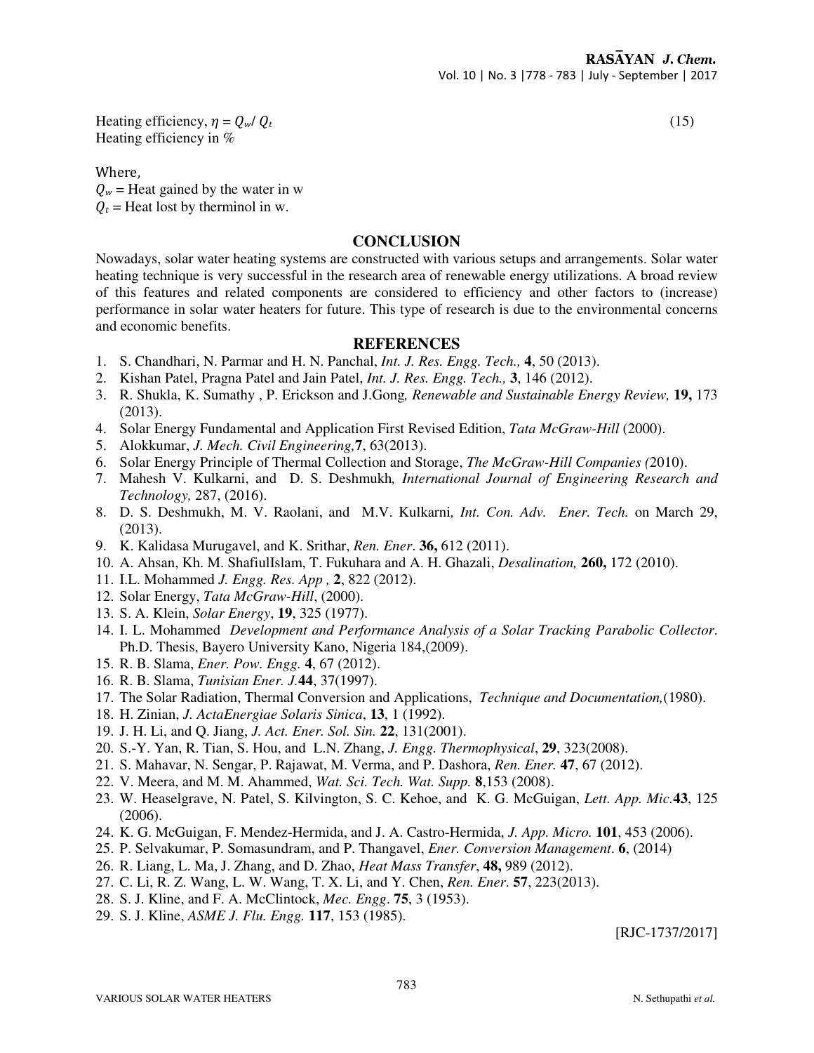Heating efficiency, $\eta = Q_w / Q_t$ (15)

Heating efficiency in %

Where,

$Q_w$ = Heat gained by the water in w

$Q_t$ = Heat lost by therminol in w.

## CONCLUSION

Nowadays, solar water heating systems are constructed with various setups and arrangements. Solar water heating technique is very successful in the research area of renewable energy utilizations. A broad review of this features and related components are considered to efficiency and other factors to (increase) performance in solar water heaters for future. This type of research is due to the environmental concerns and economic benefits.

## REFERENCES

1. S. Chandhari, N. Parmar and H. N. Panchal, *Int. J. Res. Engg. Tech.,* **4**, 50 (2013).
2. Kishan Patel, Pragna Patel and Jain Patel, *Int. J. Res. Engg. Tech.,* **3**, 146 (2012).
3. R. Shukla, K. Sumathy , P. Erickson and J.Gong*, Renewable and Sustainable Energy Review,* **19,** 173 (2013).
4. Solar Energy Fundamental and Application First Revised Edition, *Tata McGraw-Hill* (2000).
5. Alokkumar, *J. Mech. Civil Engineering,***7**, 63(2013).
6. Solar Energy Principle of Thermal Collection and Storage, *The McGraw-Hill Companies (*2010).
7. Mahesh V. Kulkarni, and D. S. Deshmukh*, International Journal of Engineering Research and Technology,* 287, (2016).
8. D. S. Deshmukh, M. V. Raolani, and M.V. Kulkarni*, Int. Con. Adv. Ener. Tech.* on March 29, (2013).
9. K. Kalidasa Murugavel, and K. Srithar, *Ren. Ener*. **36,** 612 (2011).
10. A. Ahsan, Kh. M. ShafiulIslam, T. Fukuhara and A. H. Ghazali, *Desalination,* **260,** 172 (2010).
11. I.L. Mohammed *J. Engg. Res. App ,* **2**, 822 (2012).
12. Solar Energy, *Tata McGraw-Hill*, (2000).
13. S. A. Klein, *Solar Energy*, **19**, 325 (1977).
14. I. L. Mohammed *Development and Performance Analysis of a Solar Tracking Parabolic Collector*. Ph.D. Thesis, Bayero University Kano, Nigeria 184,(2009).
15. R. B. Slama, *Ener. Pow. Engg.* **4**, 67 (2012).
16. R. B. Slama, *Tunisian Ener. J.***44**, 37(1997).
17. The Solar Radiation, Thermal Conversion and Applications, *Technique and Documentation,*(1980).
18. H. Zinian, *J. ActaEnergiae Solaris Sinica*, **13**, 1 (1992).
19. J. H. Li, and Q. Jiang, *J. Act. Ener. Sol. Sin.* **22**, 131(2001).
20. S.-Y. Yan, R. Tian, S. Hou, and L.N. Zhang, *J. Engg. Thermophysical*, **29**, 323(2008).
21. S. Mahavar, N. Sengar, P. Rajawat, M. Verma, and P. Dashora, *Ren. Ener.* **47**, 67 (2012).
22. V. Meera, and M. M. Ahammed, *Wat. Sci. Tech. Wat. Supp.* **8**,153 (2008).
23. W. Heaselgrave, N. Patel, S. Kilvington, S. C. Kehoe, and K. G. McGuigan, *Lett. App. Mic.***43**, 125 (2006).
24. K. G. McGuigan, F. Mendez-Hermida, and J. A. Castro-Hermida, *J. App. Micro.* **101**, 453 (2006).
25. P. Selvakumar, P. Somasundram, and P. Thangavel, *Ener. Conversion Management*. **6**, (2014)
26. R. Liang, L. Ma, J. Zhang, and D. Zhao, *Heat Mass Transfer*, **48,** 989 (2012).
27. C. Li, R. Z. Wang, L. W. Wang, T. X. Li, and Y. Chen, *Ren. Ener*. **57**, 223(2013).
28. S. J. Kline, and F. A. McClintock, *Mec. Engg*. **75**, 3 (1953).
29. S. J. Kline, *ASME J. Flu. Engg.* **117**, 153 (1985).

[RJC-1737/2017]